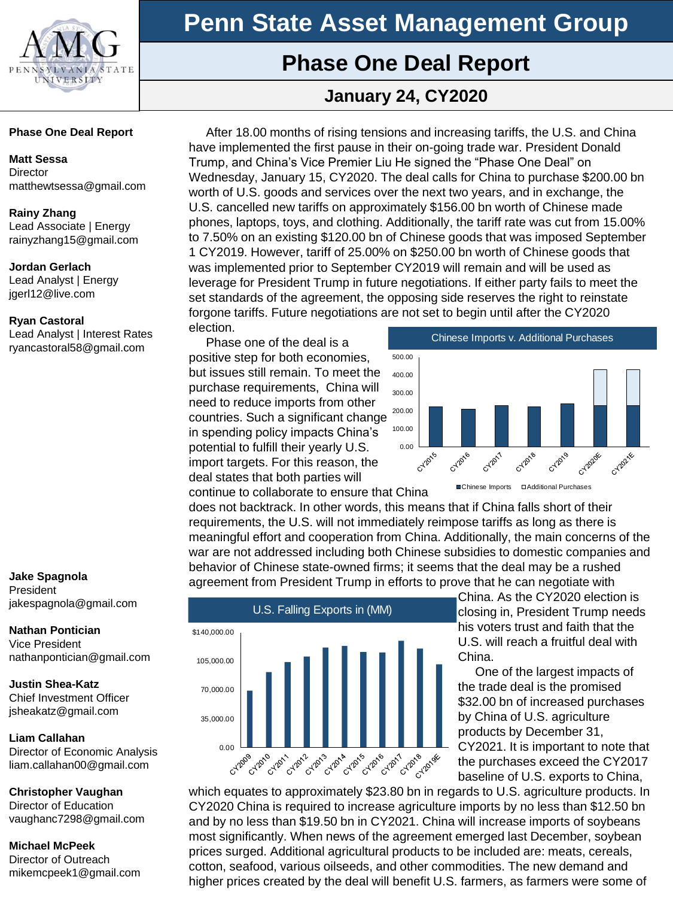# Penn State Asset Management Group

## Phase One Deal Report

### January 24, CY2020

**Phase One Deal Report**

**Matt Sessa**
Director
matthewtsessa@gmail.com

**Rainy Zhang**
Lead Associate | Energy
rainyzhang15@gmail.com

**Jordan Gerlach**
Lead Analyst | Energy
jgerl12@live.com

**Ryan Castoral**
Lead Analyst | Interest Rates
ryancastoral58@gmail.com

After 18.00 months of rising tensions and increasing tariffs, the U.S. and China have implemented the first pause in their on-going trade war. President Donald Trump, and China's Vice Premier Liu He signed the "Phase One Deal" on Wednesday, January 15, CY2020. The deal calls for China to purchase $200.00 bn worth of U.S. goods and services over the next two years, and in exchange, the U.S. cancelled new tariffs on approximately $156.00 bn worth of Chinese made phones, laptops, toys, and clothing. Additionally, the tariff rate was cut from 15.00% to 7.50% on an existing $120.00 bn of Chinese goods that was imposed September 1 CY2019. However, tariff of 25.00% on $250.00 bn worth of Chinese goods that was implemented prior to September CY2019 will remain and will be used as leverage for President Trump in future negotiations. If either party fails to meet the set standards of the agreement, the opposing side reserves the right to reinstate forgone tariffs. Future negotiations are not set to begin until after the CY2020 election.

Phase one of the deal is a positive step for both economies, but issues still remain. To meet the purchase requirements, China will need to reduce imports from other countries. Such a significant change in spending policy impacts China's potential to fulfill their yearly U.S. import targets. For this reason, the deal states that both parties will continue to collaborate to ensure that China does not backtrack. In other words, this means that if China falls short of their requirements, the U.S. will not immediately reimpose tariffs as long as there is meaningful effort and cooperation from China. Additionally, the main concerns of the war are not addressed including both Chinese subsidies to domestic companies and behavior of Chinese state-owned firms; it seems that the deal may be a rushed agreement from President Trump in efforts to prove that he can negotiate with China. As the CY2020 election is closing in, President Trump needs his voters trust and faith that the U.S. will reach a fruitful deal with China.

**Chinese Imports v. Additional Purchases**

(Bar chart: Chinese Imports and Additional Purchases, CY2015–CY2021E; y-axis 0.00–500.00)

**U.S. Falling Exports in (MM)**

(Bar chart: CY2009–CY2019E; y-axis $0.00–$140,000.00)

One of the largest impacts of the trade deal is the promised $32.00 bn of increased purchases by China of U.S. agriculture products by December 31, CY2021. It is important to note that the purchases exceed the CY2017 baseline of U.S. exports to China, which equates to approximately $23.80 bn in regards to U.S. agriculture products. In CY2020 China is required to increase agriculture imports by no less than $12.50 bn and by no less than $19.50 bn in CY2021. China will increase imports of soybeans most significantly. When news of the agreement emerged last December, soybean prices surged. Additional agricultural products to be included are: meats, cereals, cotton, seafood, various oilseeds, and other commodities. The new demand and higher prices created by the deal will benefit U.S. farmers, as farmers were some of

**Jake Spagnola**
President
jakespagnola@gmail.com

**Nathan Pontician**
Vice President
nathanpontician@gmail.com

**Justin Shea-Katz**
Chief Investment Officer
jsheakatz@gmail.com

**Liam Callahan**
Director of Economic Analysis
liam.callahan00@gmail.com

**Christopher Vaughan**
Director of Education
vaughanc7298@gmail.com

**Michael McPeek**
Director of Outreach
mikemcpeek1@gmail.com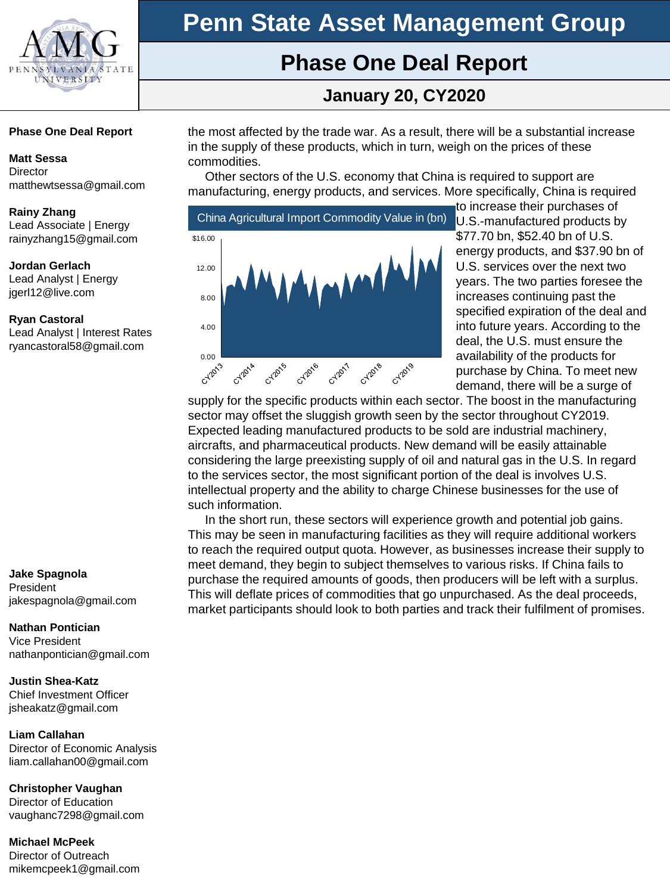# Penn State Asset Management Group

## Phase One Deal Report

### January 20, CY2020

**Phase One Deal Report**

**Matt Sessa**
Director
matthewtsessa@gmail.com

**Rainy Zhang**
Lead Associate | Energy
rainyzhang15@gmail.com

**Jordan Gerlach**
Lead Analyst | Energy
jgerl12@live.com

**Ryan Castoral**
Lead Analyst | Interest Rates
ryancastoral58@gmail.com

the most affected by the trade war. As a result, there will be a substantial increase in the supply of these products, which in turn, weigh on the prices of these commodities.

Other sectors of the U.S. economy that China is required to support are manufacturing, energy products, and services. More specifically, China is required to increase their purchases of U.S.-manufactured products by \$77.70 bn, \$52.40 bn of U.S. energy products, and \$37.90 bn of U.S. services over the next two years. The two parties foresee the increases continuing past the specified expiration of the deal and into future years. According to the deal, the U.S. must ensure the availability of the products for purchase by China. To meet new demand, there will be a surge of supply for the specific products within each sector. The boost in the manufacturing sector may offset the sluggish growth seen by the sector throughout CY2019. Expected leading manufactured products to be sold are industrial machinery, aircrafts, and pharmaceutical products. New demand will be easily attainable considering the large preexisting supply of oil and natural gas in the U.S. In regard to the services sector, the most significant portion of the deal is involves U.S. intellectual property and the ability to charge Chinese businesses for the use of such information.

China Agricultural Import Commodity Value in (bn)

\$16.00
12.00
8.00
4.00
0.00

CY2013 CY2014 CY2015 CY2016 CY2017 CY2018 CY2019

In the short run, these sectors will experience growth and potential job gains. This may be seen in manufacturing facilities as they will require additional workers to reach the required output quota. However, as businesses increase their supply to meet demand, they begin to subject themselves to various risks. If China fails to purchase the required amounts of goods, then producers will be left with a surplus. This will deflate prices of commodities that go unpurchased. As the deal proceeds, market participants should look to both parties and track their fulfilment of promises.

**Jake Spagnola**
President
jakespagnola@gmail.com

**Nathan Pontician**
Vice President
nathanpontician@gmail.com

**Justin Shea-Katz**
Chief Investment Officer
jsheakatz@gmail.com

**Liam Callahan**
Director of Economic Analysis
liam.callahan00@gmail.com

**Christopher Vaughan**
Director of Education
vaughanc7298@gmail.com

**Michael McPeek**
Director of Outreach
mikemcpeek1@gmail.com